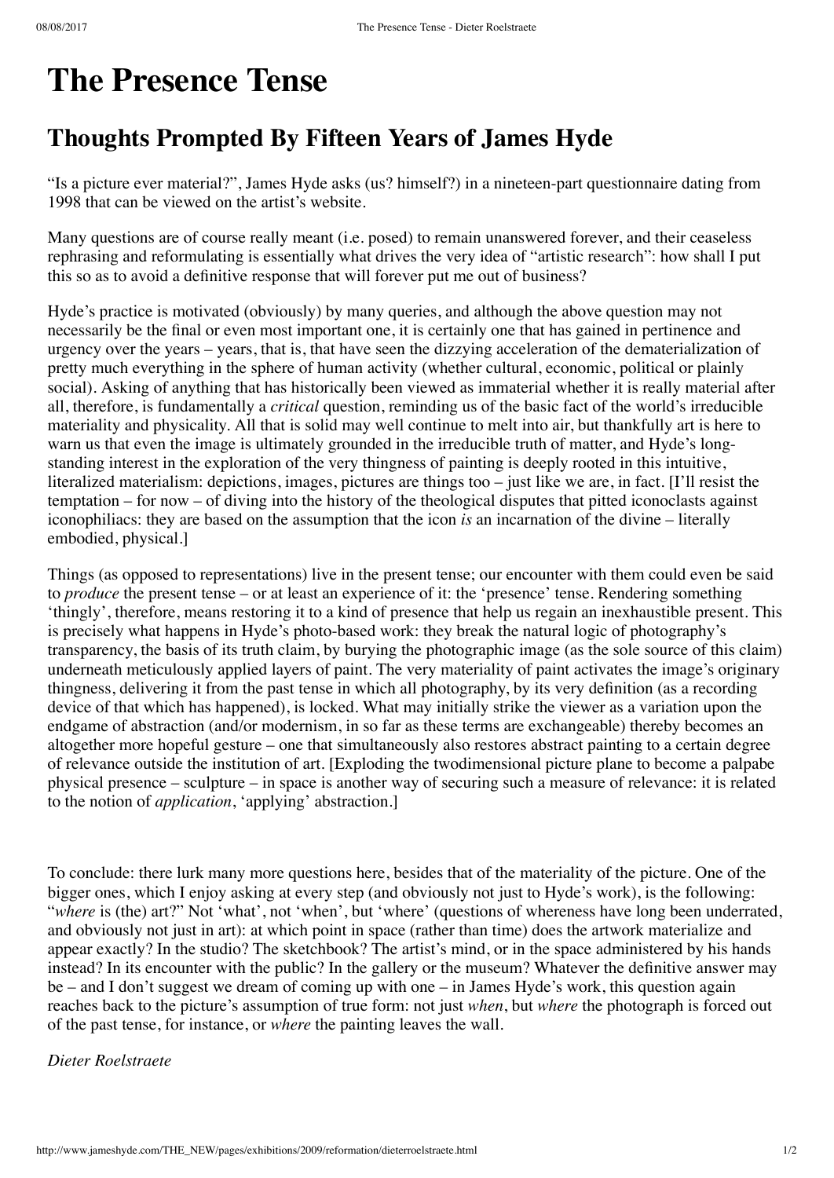# The Presence Tense

## Thoughts Prompted By Fifteen Years of James Hyde

"Is a picture ever material?", James Hyde asks (us? himself?) in a nineteen-part questionnaire dating from 1998 that can be viewed on the artist's website.

Many questions are of course really meant (i.e. posed) to remain unanswered forever, and their ceaseless rephrasing and reformulating is essentially what drives the very idea of "artistic research": how shall I put this so as to avoid a definitive response that will forever put me out of business?

Hyde's practice is motivated (obviously) by many queries, and although the above question may not necessarily be the final or even most important one, it is certainly one that has gained in pertinence and urgency over the years – years, that is, that have seen the dizzying acceleration of the dematerialization of pretty much everything in the sphere of human activity (whether cultural, economic, political or plainly social). Asking of anything that has historically been viewed as immaterial whether it is really material after all, therefore, is fundamentally a *critical* question, reminding us of the basic fact of the world's irreducible materiality and physicality. All that is solid may well continue to melt into air, but thankfully art is here to warn us that even the image is ultimately grounded in the irreducible truth of matter, and Hyde's long-standing interest in the exploration of the very thingness of painting is deeply rooted in this intuitive, literalized materialism: depictions, images, pictures are things too – just like we are, in fact. [I'll resist the temptation – for now – of diving into the history of the theological disputes that pitted iconoclasts against iconophiliacs: they are based on the assumption that the icon *is* an incarnation of the divine – literally embodied, physical.]

Things (as opposed to representations) live in the present tense; our encounter with them could even be said to *produce* the present tense – or at least an experience of it: the 'presence' tense. Rendering something 'thingly', therefore, means restoring it to a kind of presence that help us regain an inexhaustible present. This is precisely what happens in Hyde's photo-based work: they break the natural logic of photography's transparency, the basis of its truth claim, by burying the photographic image (as the sole source of this claim) underneath meticulously applied layers of paint. The very materiality of paint activates the image's originary thingness, delivering it from the past tense in which all photography, by its very definition (as a recording device of that which has happened), is locked. What may initially strike the viewer as a variation upon the endgame of abstraction (and/or modernism, in so far as these terms are exchangeable) thereby becomes an altogether more hopeful gesture – one that simultaneously also restores abstract painting to a certain degree of relevance outside the institution of art. [Exploding the twodimensional picture plane to become a palpabe physical presence – sculpture – in space is another way of securing such a measure of relevance: it is related to the notion of *application*, 'applying' abstraction.]

To conclude: there lurk many more questions here, besides that of the materiality of the picture. One of the bigger ones, which I enjoy asking at every step (and obviously not just to Hyde's work), is the following: "*where* is (the) art?" Not 'what', not 'when', but 'where' (questions of whereness have long been underrated, and obviously not just in art): at which point in space (rather than time) does the artwork materialize and appear exactly? In the studio? The sketchbook? The artist's mind, or in the space administered by his hands instead? In its encounter with the public? In the gallery or the museum? Whatever the definitive answer may be – and I don't suggest we dream of coming up with one – in James Hyde's work, this question again reaches back to the picture's assumption of true form: not just *when*, but *where* the photograph is forced out of the past tense, for instance, or *where* the painting leaves the wall.

*Dieter Roelstraete*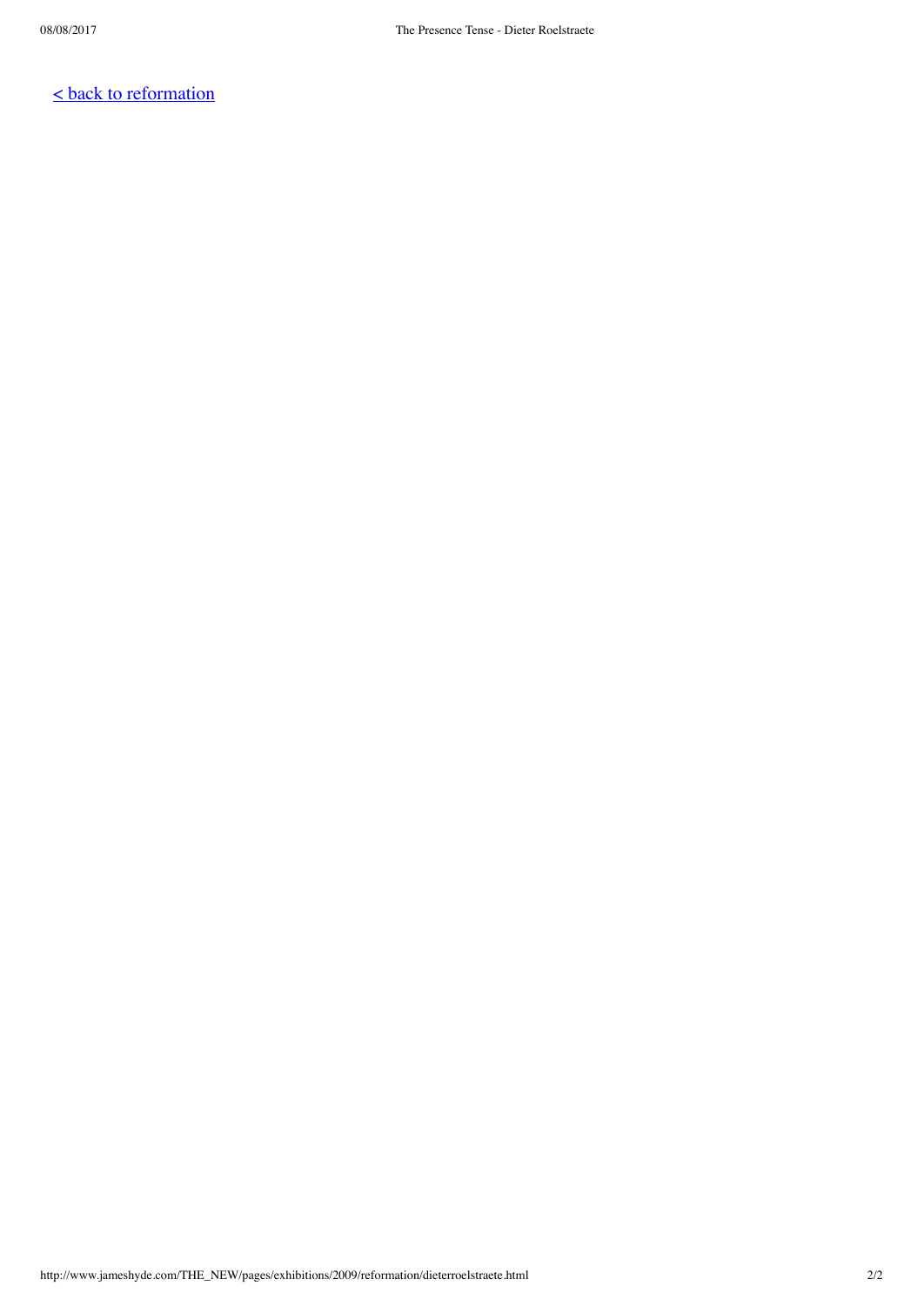< back to reformation